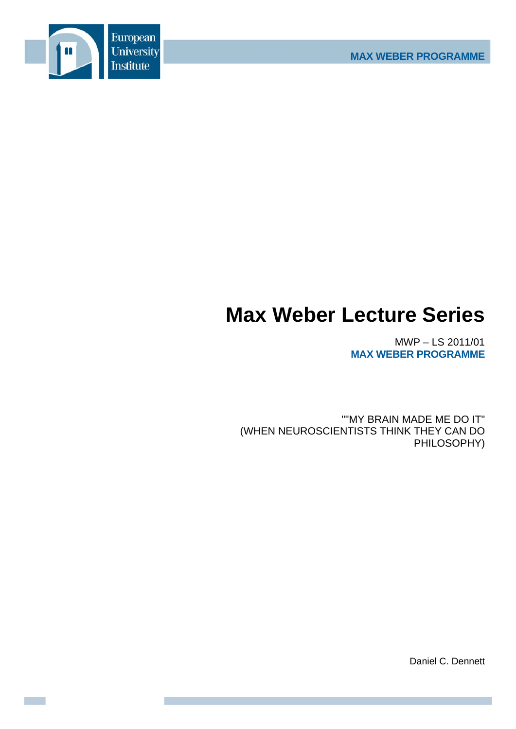European University Institute

MAX WEBER PROGRAMME

# Max Weber Lecture Series

MWP – LS 2011/01

**MAX WEBER PROGRAMME**

""MY BRAIN MADE ME DO IT"
(WHEN NEUROSCIENTISTS THINK THEY CAN DO PHILOSOPHY)

Daniel C. Dennett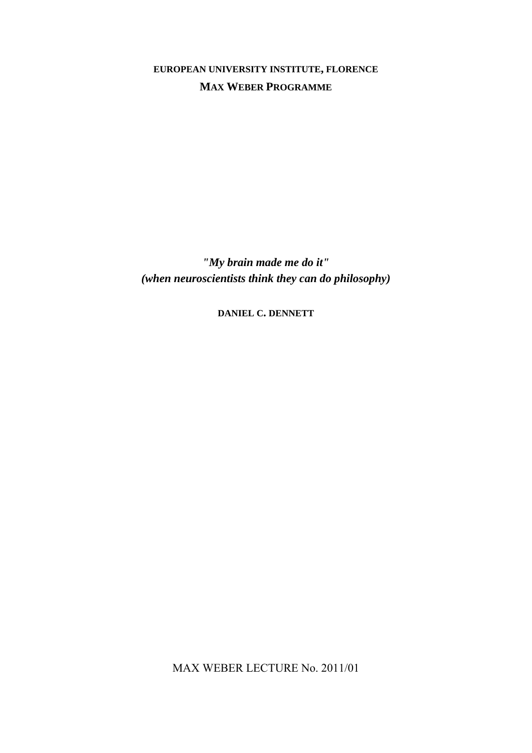**EUROPEAN UNIVERSITY INSTITUTE, FLORENCE**

**MAX WEBER PROGRAMME**

# *"My brain made me do it"*
# *(when neuroscientists think they can do philosophy)*

**DANIEL C. DENNETT**

MAX WEBER LECTURE No. 2011/01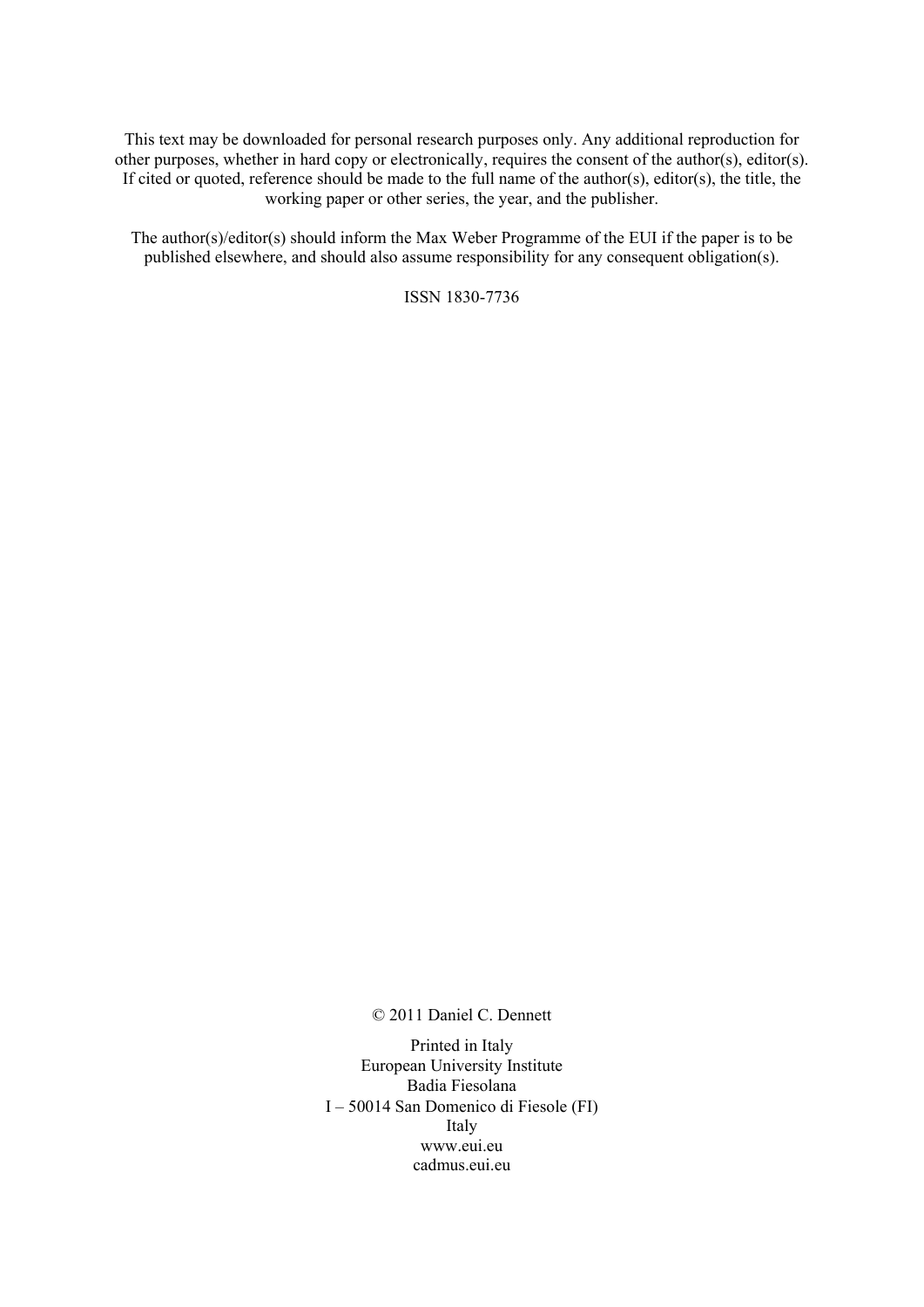This text may be downloaded for personal research purposes only. Any additional reproduction for other purposes, whether in hard copy or electronically, requires the consent of the author(s), editor(s). If cited or quoted, reference should be made to the full name of the author(s), editor(s), the title, the working paper or other series, the year, and the publisher.

The author(s)/editor(s) should inform the Max Weber Programme of the EUI if the paper is to be published elsewhere, and should also assume responsibility for any consequent obligation(s).

ISSN 1830-7736

© 2011 Daniel C. Dennett

Printed in Italy
European University Institute
Badia Fiesolana
I – 50014 San Domenico di Fiesole (FI)
Italy
www.eui.eu
cadmus.eui.eu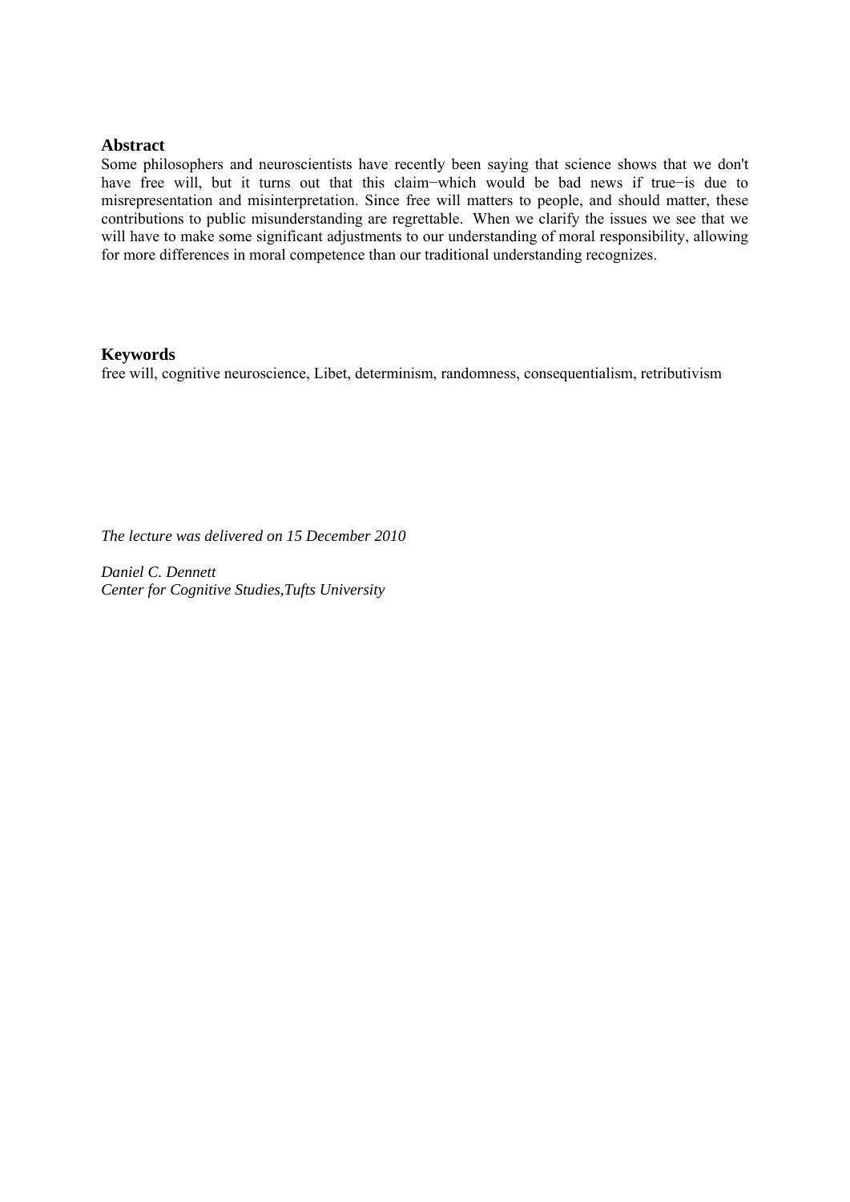## Abstract

Some philosophers and neuroscientists have recently been saying that science shows that we don't have free will, but it turns out that this claim−which would be bad news if true−is due to misrepresentation and misinterpretation. Since free will matters to people, and should matter, these contributions to public misunderstanding are regrettable. When we clarify the issues we see that we will have to make some significant adjustments to our understanding of moral responsibility, allowing for more differences in moral competence than our traditional understanding recognizes.

## Keywords

free will, cognitive neuroscience, Libet, determinism, randomness, consequentialism, retributivism

*The lecture was delivered on 15 December 2010*

*Daniel C. Dennett*
*Center for Cognitive Studies,Tufts University*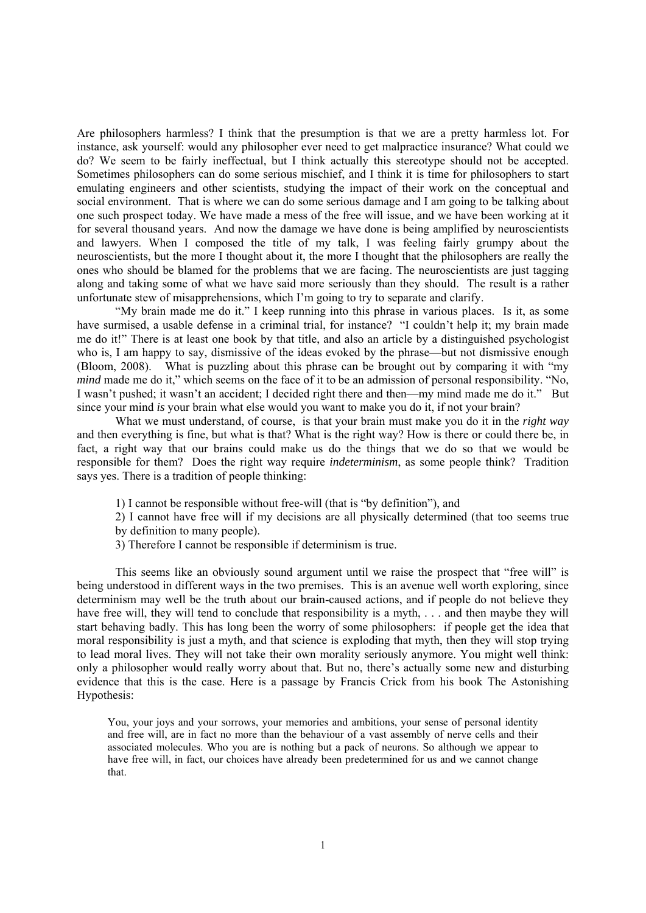Are philosophers harmless? I think that the presumption is that we are a pretty harmless lot. For instance, ask yourself: would any philosopher ever need to get malpractice insurance? What could we do? We seem to be fairly ineffectual, but I think actually this stereotype should not be accepted. Sometimes philosophers can do some serious mischief, and I think it is time for philosophers to start emulating engineers and other scientists, studying the impact of their work on the conceptual and social environment. That is where we can do some serious damage and I am going to be talking about one such prospect today. We have made a mess of the free will issue, and we have been working at it for several thousand years. And now the damage we have done is being amplified by neuroscientists and lawyers. When I composed the title of my talk, I was feeling fairly grumpy about the neuroscientists, but the more I thought about it, the more I thought that the philosophers are really the ones who should be blamed for the problems that we are facing. The neuroscientists are just tagging along and taking some of what we have said more seriously than they should. The result is a rather unfortunate stew of misapprehensions, which I'm going to try to separate and clarify.

"My brain made me do it." I keep running into this phrase in various places. Is it, as some have surmised, a usable defense in a criminal trial, for instance? "I couldn't help it; my brain made me do it!" There is at least one book by that title, and also an article by a distinguished psychologist who is, I am happy to say, dismissive of the ideas evoked by the phrase—but not dismissive enough (Bloom, 2008). What is puzzling about this phrase can be brought out by comparing it with "my *mind* made me do it," which seems on the face of it to be an admission of personal responsibility. "No, I wasn't pushed; it wasn't an accident; I decided right there and then—my mind made me do it." But since your mind *is* your brain what else would you want to make you do it, if not your brain?

What we must understand, of course, is that your brain must make you do it in the *right way* and then everything is fine, but what is that? What is the right way? How is there or could there be, in fact, a right way that our brains could make us do the things that we do so that we would be responsible for them? Does the right way require *indeterminism*, as some people think? Tradition says yes. There is a tradition of people thinking:

1) I cannot be responsible without free-will (that is "by definition"), and
2) I cannot have free will if my decisions are all physically determined (that too seems true by definition to many people).
3) Therefore I cannot be responsible if determinism is true.

This seems like an obviously sound argument until we raise the prospect that "free will" is being understood in different ways in the two premises. This is an avenue well worth exploring, since determinism may well be the truth about our brain-caused actions, and if people do not believe they have free will, they will tend to conclude that responsibility is a myth, . . . and then maybe they will start behaving badly. This has long been the worry of some philosophers: if people get the idea that moral responsibility is just a myth, and that science is exploding that myth, then they will stop trying to lead moral lives. They will not take their own morality seriously anymore. You might well think: only a philosopher would really worry about that. But no, there's actually some new and disturbing evidence that this is the case. Here is a passage by Francis Crick from his book The Astonishing Hypothesis:

> You, your joys and your sorrows, your memories and ambitions, your sense of personal identity and free will, are in fact no more than the behaviour of a vast assembly of nerve cells and their associated molecules. Who you are is nothing but a pack of neurons. So although we appear to have free will, in fact, our choices have already been predetermined for us and we cannot change that.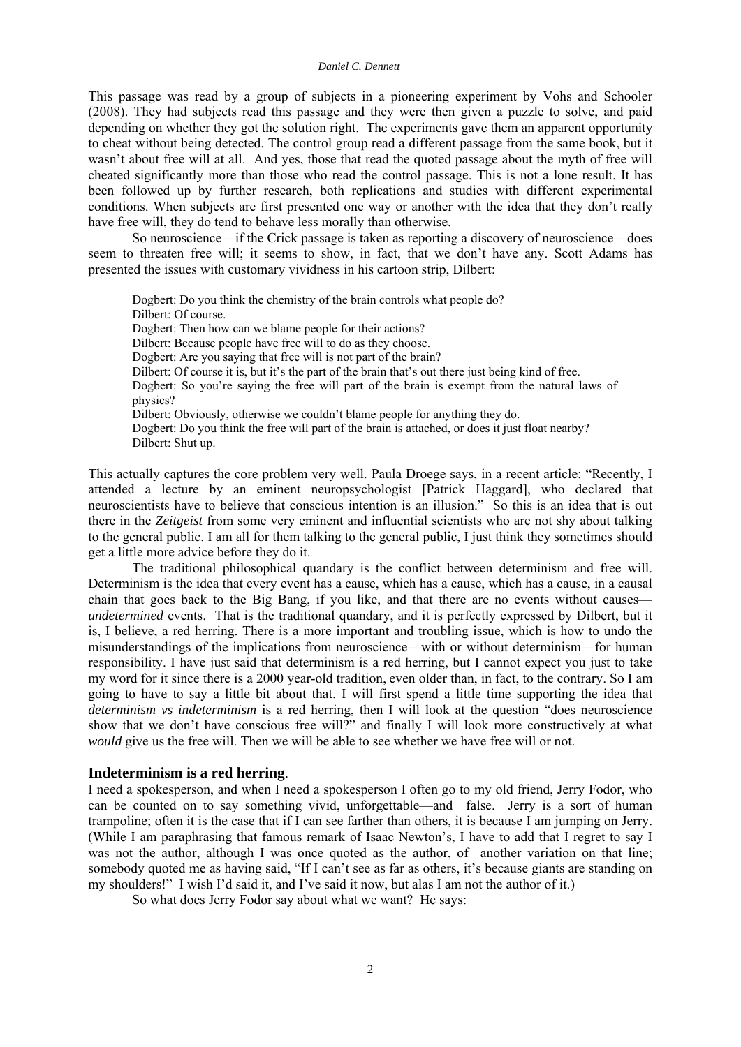This passage was read by a group of subjects in a pioneering experiment by Vohs and Schooler (2008). They had subjects read this passage and they were then given a puzzle to solve, and paid depending on whether they got the solution right. The experiments gave them an apparent opportunity to cheat without being detected. The control group read a different passage from the same book, but it wasn't about free will at all. And yes, those that read the quoted passage about the myth of free will cheated significantly more than those who read the control passage. This is not a lone result. It has been followed up by further research, both replications and studies with different experimental conditions. When subjects are first presented one way or another with the idea that they don't really have free will, they do tend to behave less morally than otherwise.

So neuroscience—if the Crick passage is taken as reporting a discovery of neuroscience—does seem to threaten free will; it seems to show, in fact, that we don't have any. Scott Adams has presented the issues with customary vividness in his cartoon strip, Dilbert:

> Dogbert: Do you think the chemistry of the brain controls what people do?
> Dilbert: Of course.
> Dogbert: Then how can we blame people for their actions?
> Dilbert: Because people have free will to do as they choose.
> Dogbert: Are you saying that free will is not part of the brain?
> Dilbert: Of course it is, but it's the part of the brain that's out there just being kind of free.
> Dogbert: So you're saying the free will part of the brain is exempt from the natural laws of physics?
> Dilbert: Obviously, otherwise we couldn't blame people for anything they do.
> Dogbert: Do you think the free will part of the brain is attached, or does it just float nearby?
> Dilbert: Shut up.

This actually captures the core problem very well. Paula Droege says, in a recent article: "Recently, I attended a lecture by an eminent neuropsychologist [Patrick Haggard], who declared that neuroscientists have to believe that conscious intention is an illusion." So this is an idea that is out there in the *Zeitgeist* from some very eminent and influential scientists who are not shy about talking to the general public. I am all for them talking to the general public, I just think they sometimes should get a little more advice before they do it.

The traditional philosophical quandary is the conflict between determinism and free will. Determinism is the idea that every event has a cause, which has a cause, which has a cause, in a causal chain that goes back to the Big Bang, if you like, and that there are no events without causes—*undetermined* events. That is the traditional quandary, and it is perfectly expressed by Dilbert, but it is, I believe, a red herring. There is a more important and troubling issue, which is how to undo the misunderstandings of the implications from neuroscience—with or without determinism—for human responsibility. I have just said that determinism is a red herring, but I cannot expect you just to take my word for it since there is a 2000 year-old tradition, even older than, in fact, to the contrary. So I am going to have to say a little bit about that. I will first spend a little time supporting the idea that *determinism vs indeterminism* is a red herring, then I will look at the question "does neuroscience show that we don't have conscious free will?" and finally I will look more constructively at what *would* give us the free will. Then we will be able to see whether we have free will or not.

### Indeterminism is a red herring.

I need a spokesperson, and when I need a spokesperson I often go to my old friend, Jerry Fodor, who can be counted on to say something vivid, unforgettable—and false. Jerry is a sort of human trampoline; often it is the case that if I can see farther than others, it is because I am jumping on Jerry. (While I am paraphrasing that famous remark of Isaac Newton's, I have to add that I regret to say I was not the author, although I was once quoted as the author, of another variation on that line; somebody quoted me as having said, "If I can't see as far as others, it's because giants are standing on my shoulders!" I wish I'd said it, and I've said it now, but alas I am not the author of it.)

So what does Jerry Fodor say about what we want? He says: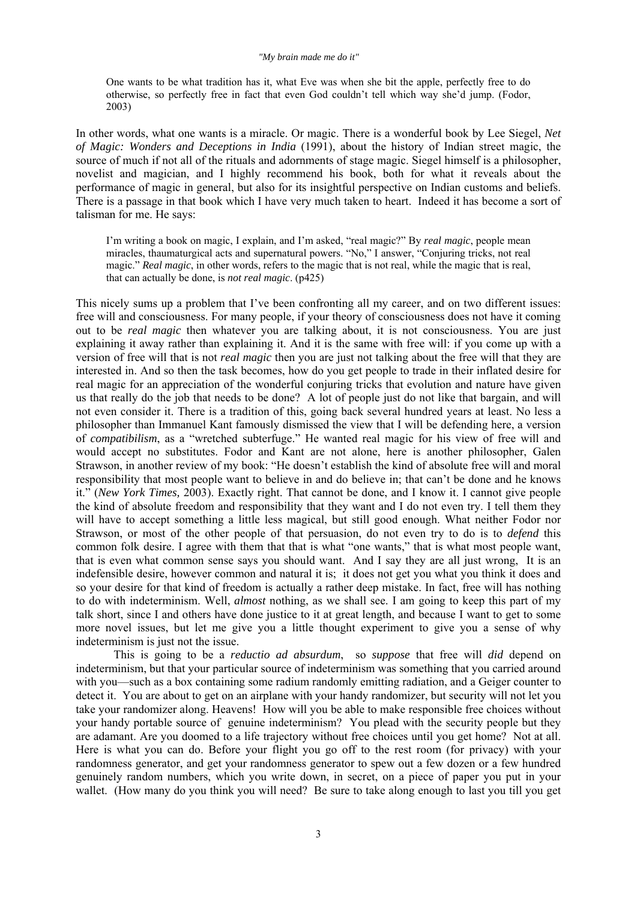> One wants to be what tradition has it, what Eve was when she bit the apple, perfectly free to do otherwise, so perfectly free in fact that even God couldn't tell which way she'd jump. (Fodor, 2003)

In other words, what one wants is a miracle. Or magic. There is a wonderful book by Lee Siegel, *Net of Magic: Wonders and Deceptions in India* (1991), about the history of Indian street magic, the source of much if not all of the rituals and adornments of stage magic. Siegel himself is a philosopher, novelist and magician, and I highly recommend his book, both for what it reveals about the performance of magic in general, but also for its insightful perspective on Indian customs and beliefs. There is a passage in that book which I have very much taken to heart. Indeed it has become a sort of talisman for me. He says:

> I'm writing a book on magic, I explain, and I'm asked, "real magic?" By *real magic*, people mean miracles, thaumaturgical acts and supernatural powers. "No," I answer, "Conjuring tricks, not real magic." *Real magic*, in other words, refers to the magic that is not real, while the magic that is real, that can actually be done, is *not real magic*. (p425)

This nicely sums up a problem that I've been confronting all my career, and on two different issues: free will and consciousness. For many people, if your theory of consciousness does not have it coming out to be *real magic* then whatever you are talking about, it is not consciousness. You are just explaining it away rather than explaining it. And it is the same with free will: if you come up with a version of free will that is not *real magic* then you are just not talking about the free will that they are interested in. And so then the task becomes, how do you get people to trade in their inflated desire for real magic for an appreciation of the wonderful conjuring tricks that evolution and nature have given us that really do the job that needs to be done? A lot of people just do not like that bargain, and will not even consider it. There is a tradition of this, going back several hundred years at least. No less a philosopher than Immanuel Kant famously dismissed the view that I will be defending here, a version of *compatibilism*, as a "wretched subterfuge." He wanted real magic for his view of free will and would accept no substitutes. Fodor and Kant are not alone, here is another philosopher, Galen Strawson, in another review of my book: "He doesn't establish the kind of absolute free will and moral responsibility that most people want to believe in and do believe in; that can't be done and he knows it." (*New York Times,* 2003). Exactly right. That cannot be done, and I know it. I cannot give people the kind of absolute freedom and responsibility that they want and I do not even try. I tell them they will have to accept something a little less magical, but still good enough. What neither Fodor nor Strawson, or most of the other people of that persuasion, do not even try to do is to *defend* this common folk desire. I agree with them that that is what "one wants," that is what most people want, that is even what common sense says you should want. And I say they are all just wrong, It is an indefensible desire, however common and natural it is; it does not get you what you think it does and so your desire for that kind of freedom is actually a rather deep mistake. In fact, free will has nothing to do with indeterminism. Well, *almost* nothing, as we shall see. I am going to keep this part of my talk short, since I and others have done justice to it at great length, and because I want to get to some more novel issues, but let me give you a little thought experiment to give you a sense of why indeterminism is just not the issue.

This is going to be a *reductio ad absurdum*, so *suppose* that free will *did* depend on indeterminism, but that your particular source of indeterminism was something that you carried around with you—such as a box containing some radium randomly emitting radiation, and a Geiger counter to detect it. You are about to get on an airplane with your handy randomizer, but security will not let you take your randomizer along. Heavens! How will you be able to make responsible free choices without your handy portable source of genuine indeterminism? You plead with the security people but they are adamant. Are you doomed to a life trajectory without free choices until you get home? Not at all. Here is what you can do. Before your flight you go off to the rest room (for privacy) with your randomness generator, and get your randomness generator to spew out a few dozen or a few hundred genuinely random numbers, which you write down, in secret, on a piece of paper you put in your wallet. (How many do you think you will need? Be sure to take along enough to last you till you get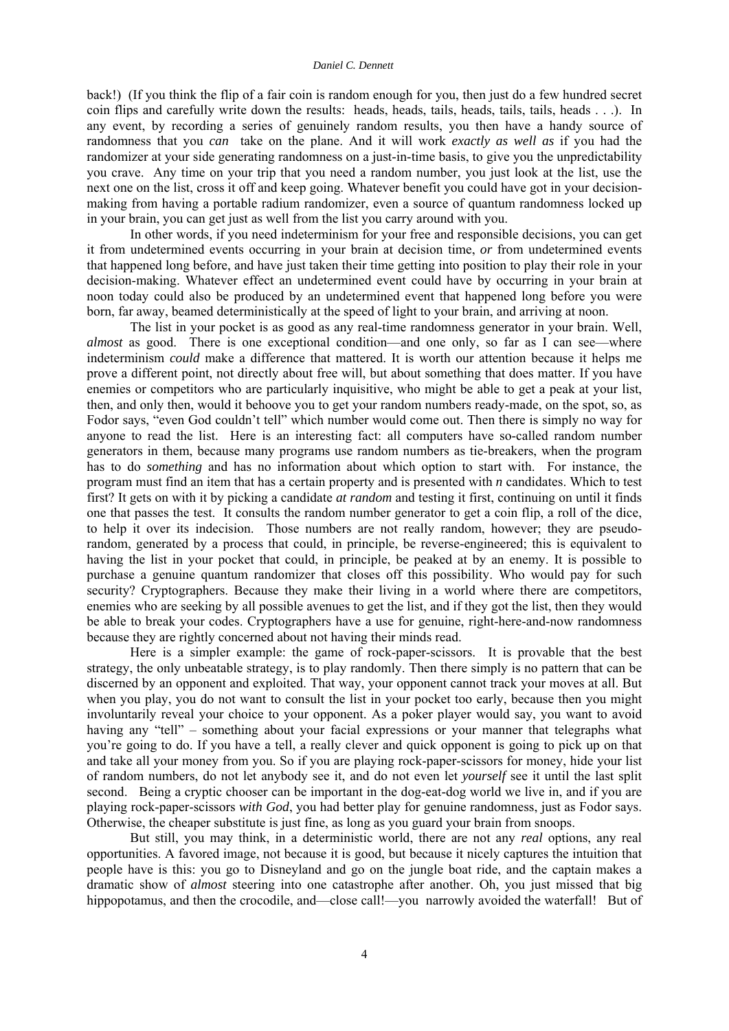back!) (If you think the flip of a fair coin is random enough for you, then just do a few hundred secret coin flips and carefully write down the results: heads, heads, tails, heads, tails, tails, heads . . .). In any event, by recording a series of genuinely random results, you then have a handy source of randomness that you *can* take on the plane. And it will work *exactly as well as* if you had the randomizer at your side generating randomness on a just-in-time basis, to give you the unpredictability you crave. Any time on your trip that you need a random number, you just look at the list, use the next one on the list, cross it off and keep going. Whatever benefit you could have got in your decision-making from having a portable radium randomizer, even a source of quantum randomness locked up in your brain, you can get just as well from the list you carry around with you.

In other words, if you need indeterminism for your free and responsible decisions, you can get it from undetermined events occurring in your brain at decision time, *or* from undetermined events that happened long before, and have just taken their time getting into position to play their role in your decision-making. Whatever effect an undetermined event could have by occurring in your brain at noon today could also be produced by an undetermined event that happened long before you were born, far away, beamed deterministically at the speed of light to your brain, and arriving at noon.

The list in your pocket is as good as any real-time randomness generator in your brain. Well, *almost* as good. There is one exceptional condition—and one only, so far as I can see—where indeterminism *could* make a difference that mattered. It is worth our attention because it helps me prove a different point, not directly about free will, but about something that does matter. If you have enemies or competitors who are particularly inquisitive, who might be able to get a peak at your list, then, and only then, would it behoove you to get your random numbers ready-made, on the spot, so, as Fodor says, "even God couldn't tell" which number would come out. Then there is simply no way for anyone to read the list. Here is an interesting fact: all computers have so-called random number generators in them, because many programs use random numbers as tie-breakers, when the program has to do *something* and has no information about which option to start with. For instance, the program must find an item that has a certain property and is presented with *n* candidates. Which to test first? It gets on with it by picking a candidate *at random* and testing it first, continuing on until it finds one that passes the test. It consults the random number generator to get a coin flip, a roll of the dice, to help it over its indecision. Those numbers are not really random, however; they are pseudo-random, generated by a process that could, in principle, be reverse-engineered; this is equivalent to having the list in your pocket that could, in principle, be peaked at by an enemy. It is possible to purchase a genuine quantum randomizer that closes off this possibility. Who would pay for such security? Cryptographers. Because they make their living in a world where there are competitors, enemies who are seeking by all possible avenues to get the list, and if they got the list, then they would be able to break your codes. Cryptographers have a use for genuine, right-here-and-now randomness because they are rightly concerned about not having their minds read.

Here is a simpler example: the game of rock-paper-scissors. It is provable that the best strategy, the only unbeatable strategy, is to play randomly. Then there simply is no pattern that can be discerned by an opponent and exploited. That way, your opponent cannot track your moves at all. But when you play, you do not want to consult the list in your pocket too early, because then you might involuntarily reveal your choice to your opponent. As a poker player would say, you want to avoid having any "tell" – something about your facial expressions or your manner that telegraphs what you're going to do. If you have a tell, a really clever and quick opponent is going to pick up on that and take all your money from you. So if you are playing rock-paper-scissors for money, hide your list of random numbers, do not let anybody see it, and do not even let *yourself* see it until the last split second. Being a cryptic chooser can be important in the dog-eat-dog world we live in, and if you are playing rock-paper-scissors *with God*, you had better play for genuine randomness, just as Fodor says. Otherwise, the cheaper substitute is just fine, as long as you guard your brain from snoops.

But still, you may think, in a deterministic world, there are not any *real* options, any real opportunities. A favored image, not because it is good, but because it nicely captures the intuition that people have is this: you go to Disneyland and go on the jungle boat ride, and the captain makes a dramatic show of *almost* steering into one catastrophe after another. Oh, you just missed that big hippopotamus, and then the crocodile, and—close call!—you narrowly avoided the waterfall! But of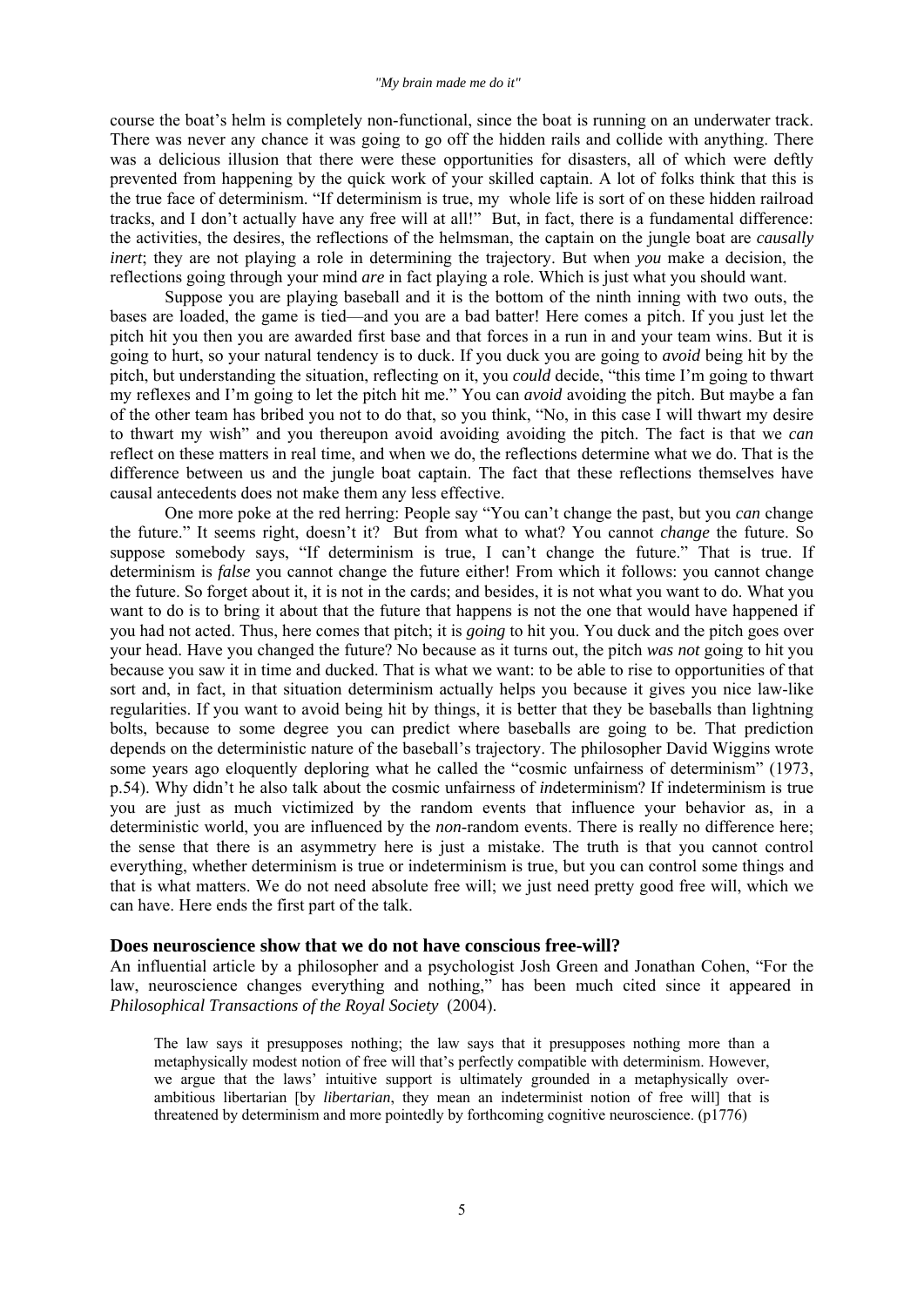course the boat's helm is completely non-functional, since the boat is running on an underwater track. There was never any chance it was going to go off the hidden rails and collide with anything. There was a delicious illusion that there were these opportunities for disasters, all of which were deftly prevented from happening by the quick work of your skilled captain. A lot of folks think that this is the true face of determinism. "If determinism is true, my whole life is sort of on these hidden railroad tracks, and I don't actually have any free will at all!" But, in fact, there is a fundamental difference: the activities, the desires, the reflections of the helmsman, the captain on the jungle boat are *causally inert*; they are not playing a role in determining the trajectory. But when *you* make a decision, the reflections going through your mind *are* in fact playing a role. Which is just what you should want.

Suppose you are playing baseball and it is the bottom of the ninth inning with two outs, the bases are loaded, the game is tied—and you are a bad batter! Here comes a pitch. If you just let the pitch hit you then you are awarded first base and that forces in a run in and your team wins. But it is going to hurt, so your natural tendency is to duck. If you duck you are going to *avoid* being hit by the pitch, but understanding the situation, reflecting on it, you *could* decide, "this time I'm going to thwart my reflexes and I'm going to let the pitch hit me." You can *avoid* avoiding the pitch. But maybe a fan of the other team has bribed you not to do that, so you think, "No, in this case I will thwart my desire to thwart my wish" and you thereupon avoid avoiding avoiding the pitch. The fact is that we *can* reflect on these matters in real time, and when we do, the reflections determine what we do. That is the difference between us and the jungle boat captain. The fact that these reflections themselves have causal antecedents does not make them any less effective.

One more poke at the red herring: People say "You can't change the past, but you *can* change the future." It seems right, doesn't it? But from what to what? You cannot *change* the future. So suppose somebody says, "If determinism is true, I can't change the future." That is true. If determinism is *false* you cannot change the future either! From which it follows: you cannot change the future. So forget about it, it is not in the cards; and besides, it is not what you want to do. What you want to do is to bring it about that the future that happens is not the one that would have happened if you had not acted. Thus, here comes that pitch; it is *going* to hit you. You duck and the pitch goes over your head. Have you changed the future? No because as it turns out, the pitch *was not* going to hit you because you saw it in time and ducked. That is what we want: to be able to rise to opportunities of that sort and, in fact, in that situation determinism actually helps you because it gives you nice law-like regularities. If you want to avoid being hit by things, it is better that they be baseballs than lightning bolts, because to some degree you can predict where baseballs are going to be. That prediction depends on the deterministic nature of the baseball's trajectory. The philosopher David Wiggins wrote some years ago eloquently deploring what he called the "cosmic unfairness of determinism" (1973, p.54). Why didn't he also talk about the cosmic unfairness of *in*determinism? If indeterminism is true you are just as much victimized by the random events that influence your behavior as, in a deterministic world, you are influenced by the *non*-random events. There is really no difference here; the sense that there is an asymmetry here is just a mistake. The truth is that you cannot control everything, whether determinism is true or indeterminism is true, but you can control some things and that is what matters. We do not need absolute free will; we just need pretty good free will, which we can have. Here ends the first part of the talk.

## Does neuroscience show that we do not have conscious free-will?

An influential article by a philosopher and a psychologist Josh Green and Jonathan Cohen, "For the law, neuroscience changes everything and nothing," has been much cited since it appeared in *Philosophical Transactions of the Royal Society* (2004).

> The law says it presupposes nothing; the law says that it presupposes nothing more than a metaphysically modest notion of free will that's perfectly compatible with determinism. However, we argue that the laws' intuitive support is ultimately grounded in a metaphysically over-ambitious libertarian [by *libertarian*, they mean an indeterminist notion of free will] that is threatened by determinism and more pointedly by forthcoming cognitive neuroscience. (p1776)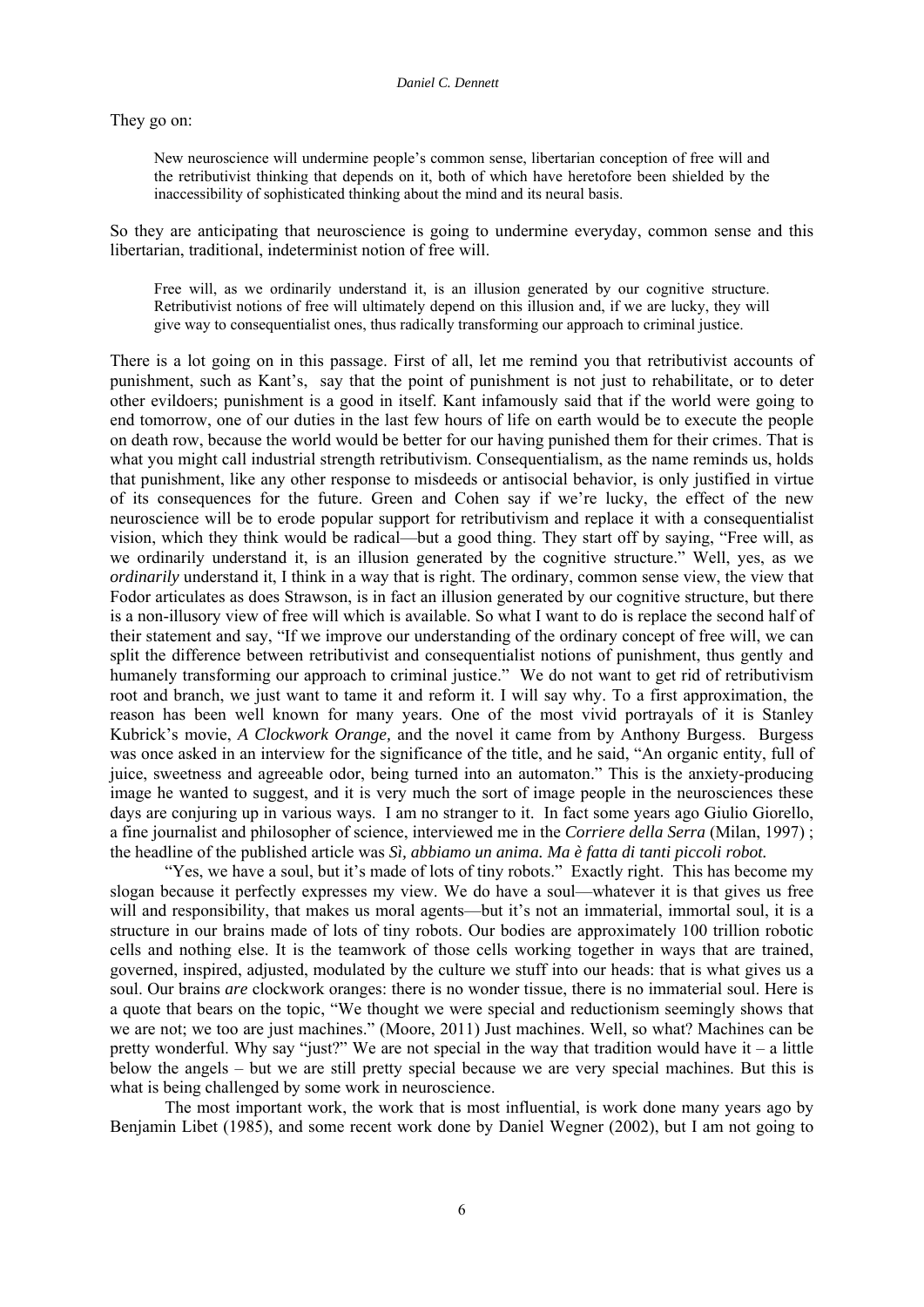They go on:

> New neuroscience will undermine people's common sense, libertarian conception of free will and the retributivist thinking that depends on it, both of which have heretofore been shielded by the inaccessibility of sophisticated thinking about the mind and its neural basis.

So they are anticipating that neuroscience is going to undermine everyday, common sense and this libertarian, traditional, indeterminist notion of free will.

> Free will, as we ordinarily understand it, is an illusion generated by our cognitive structure. Retributivist notions of free will ultimately depend on this illusion and, if we are lucky, they will give way to consequentialist ones, thus radically transforming our approach to criminal justice.

There is a lot going on in this passage. First of all, let me remind you that retributivist accounts of punishment, such as Kant's, say that the point of punishment is not just to rehabilitate, or to deter other evildoers; punishment is a good in itself. Kant infamously said that if the world were going to end tomorrow, one of our duties in the last few hours of life on earth would be to execute the people on death row, because the world would be better for our having punished them for their crimes. That is what you might call industrial strength retributivism. Consequentialism, as the name reminds us, holds that punishment, like any other response to misdeeds or antisocial behavior, is only justified in virtue of its consequences for the future. Green and Cohen say if we're lucky, the effect of the new neuroscience will be to erode popular support for retributivism and replace it with a consequentialist vision, which they think would be radical—but a good thing. They start off by saying, "Free will, as we ordinarily understand it, is an illusion generated by the cognitive structure." Well, yes, as we *ordinarily* understand it, I think in a way that is right. The ordinary, common sense view, the view that Fodor articulates as does Strawson, is in fact an illusion generated by our cognitive structure, but there is a non-illusory view of free will which is available. So what I want to do is replace the second half of their statement and say, "If we improve our understanding of the ordinary concept of free will, we can split the difference between retributivist and consequentialist notions of punishment, thus gently and humanely transforming our approach to criminal justice." We do not want to get rid of retributivism root and branch, we just want to tame it and reform it. I will say why. To a first approximation, the reason has been well known for many years. One of the most vivid portrayals of it is Stanley Kubrick's movie, *A Clockwork Orange,* and the novel it came from by Anthony Burgess. Burgess was once asked in an interview for the significance of the title, and he said, "An organic entity, full of juice, sweetness and agreeable odor, being turned into an automaton." This is the anxiety-producing image he wanted to suggest, and it is very much the sort of image people in the neurosciences these days are conjuring up in various ways. I am no stranger to it. In fact some years ago Giulio Giorello, a fine journalist and philosopher of science, interviewed me in the *Corriere della Serra* (Milan, 1997) ; the headline of the published article was ***Sì, abbiamo un anima. Ma è fatta di tanti piccoli robot.***

"Yes, we have a soul, but it's made of lots of tiny robots." Exactly right. This has become my slogan because it perfectly expresses my view. We do have a soul—whatever it is that gives us free will and responsibility, that makes us moral agents—but it's not an immaterial, immortal soul, it is a structure in our brains made of lots of tiny robots. Our bodies are approximately 100 trillion robotic cells and nothing else. It is the teamwork of those cells working together in ways that are trained, governed, inspired, adjusted, modulated by the culture we stuff into our heads: that is what gives us a soul. Our brains *are* clockwork oranges: there is no wonder tissue, there is no immaterial soul. Here is a quote that bears on the topic, "We thought we were special and reductionism seemingly shows that we are not; we too are just machines." (Moore, 2011) Just machines. Well, so what? Machines can be pretty wonderful. Why say "just?" We are not special in the way that tradition would have it – a little below the angels – but we are still pretty special because we are very special machines. But this is what is being challenged by some work in neuroscience.

The most important work, the work that is most influential, is work done many years ago by Benjamin Libet (1985), and some recent work done by Daniel Wegner (2002), but I am not going to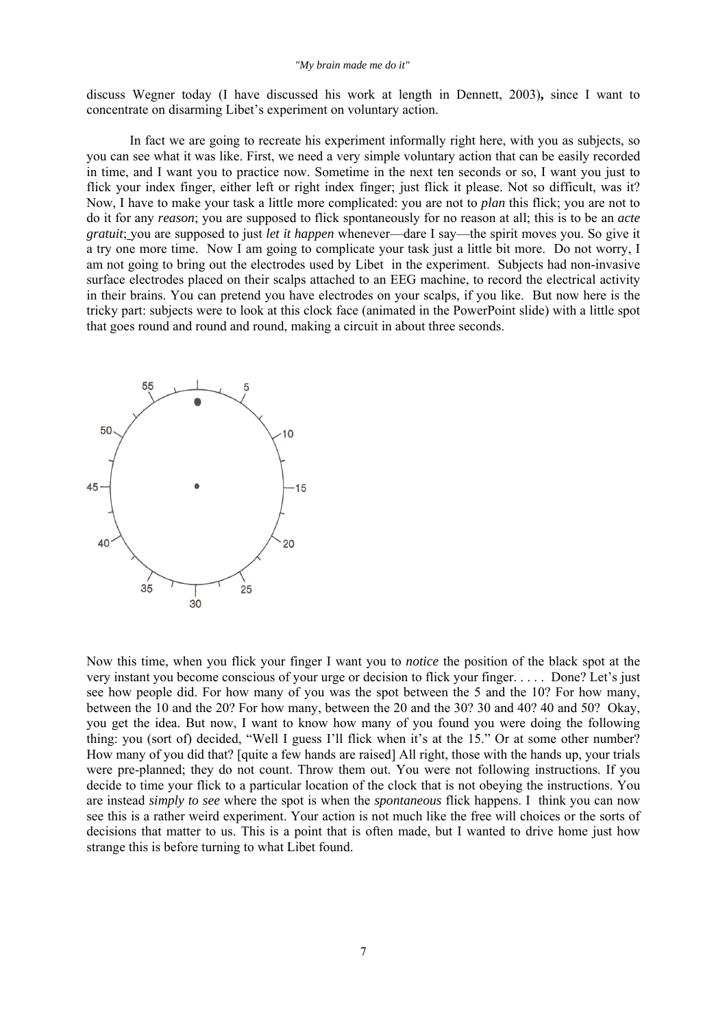discuss Wegner today (I have discussed his work at length in Dennett, 2003)**,** since I want to concentrate on disarming Libet's experiment on voluntary action.

In fact we are going to recreate his experiment informally right here, with you as subjects, so you can see what it was like. First, we need a very simple voluntary action that can be easily recorded in time, and I want you to practice now. Sometime in the next ten seconds or so, I want you just to flick your index finger, either left or right index finger; just flick it please. Not so difficult, was it? Now, I have to make your task a little more complicated: you are not to *plan* this flick; you are not to do it for any *reason*; you are supposed to flick spontaneously for no reason at all; this is to be an *acte gratuit*; you are supposed to just *let it happen* whenever—dare I say—the spirit moves you. So give it a try one more time. Now I am going to complicate your task just a little bit more. Do not worry, I am not going to bring out the electrodes used by Libet in the experiment. Subjects had non-invasive surface electrodes placed on their scalps attached to an EEG machine, to record the electrical activity in their brains. You can pretend you have electrodes on your scalps, if you like. But now here is the tricky part: subjects were to look at this clock face (animated in the PowerPoint slide) with a little spot that goes round and round and round, making a circuit in about three seconds.

Now this time, when you flick your finger I want you to *notice* the position of the black spot at the very instant you become conscious of your urge or decision to flick your finger. . . . . Done? Let's just see how people did. For how many of you was the spot between the 5 and the 10? For how many, between the 10 and the 20? For how many, between the 20 and the 30? 30 and 40? 40 and 50? Okay, you get the idea. But now, I want to know how many of you found you were doing the following thing: you (sort of) decided, "Well I guess I'll flick when it's at the 15." Or at some other number? How many of you did that? [quite a few hands are raised] All right, those with the hands up, your trials were pre-planned; they do not count. Throw them out. You were not following instructions. If you decide to time your flick to a particular location of the clock that is not obeying the instructions. You are instead *simply to see* where the spot is when the *spontaneous* flick happens. I think you can now see this is a rather weird experiment. Your action is not much like the free will choices or the sorts of decisions that matter to us. This is a point that is often made, but I wanted to drive home just how strange this is before turning to what Libet found.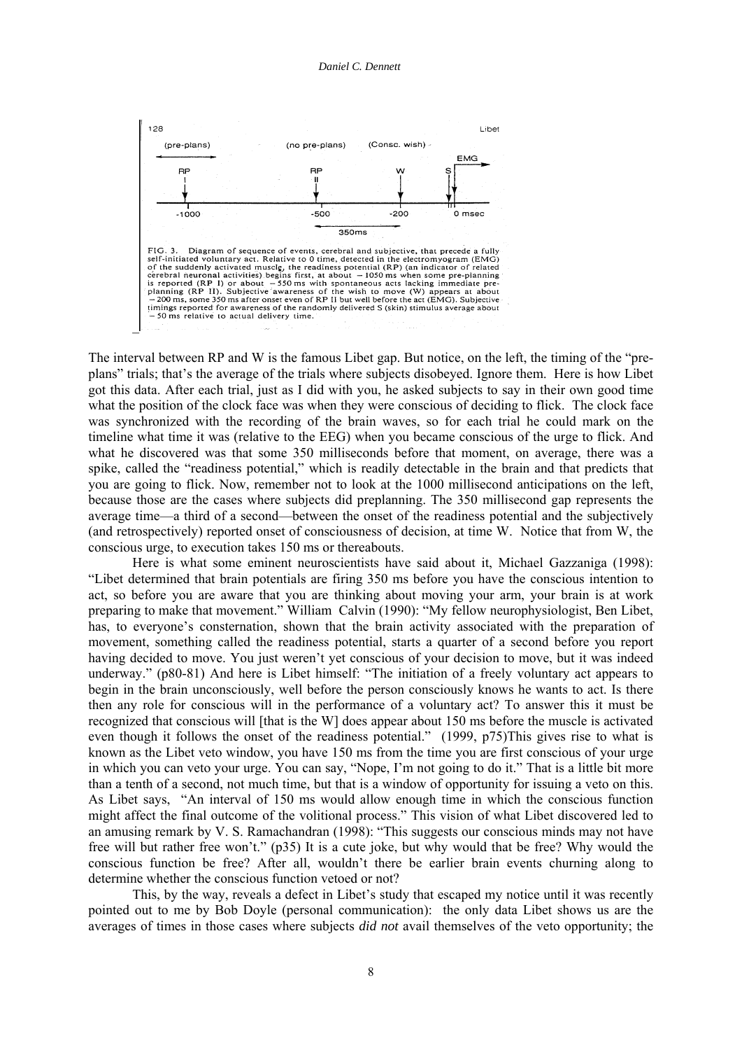FIG. 3. Diagram of sequence of events, cerebral and subjective, that precede a fully self-initiated voluntary act. Relative to 0 time, detected in the electromyogram (EMG) of the suddenly activated muscle, the readiness potential (RP) (an indicator of related cerebral neuronal activities) begins first, at about −1050 ms when some pre-planning is reported (RP I) or about −550 ms with spontaneous acts lacking immediate pre-planning (RP II). Subjective awareness of the wish to move (W) appears at about −200 ms, some 350 ms after onset even of RP II but well before the act (EMG). Subjective timings reported for awareness of the randomly delivered S (skin) stimulus average about −50 ms relative to actual delivery time.

The interval between RP and W is the famous Libet gap. But notice, on the left, the timing of the "pre-plans" trials; that's the average of the trials where subjects disobeyed. Ignore them. Here is how Libet got this data. After each trial, just as I did with you, he asked subjects to say in their own good time what the position of the clock face was when they were conscious of deciding to flick. The clock face was synchronized with the recording of the brain waves, so for each trial he could mark on the timeline what time it was (relative to the EEG) when you became conscious of the urge to flick. And what he discovered was that some 350 milliseconds before that moment, on average, there was a spike, called the "readiness potential," which is readily detectable in the brain and that predicts that you are going to flick. Now, remember not to look at the 1000 millisecond anticipations on the left, because those are the cases where subjects did preplanning. The 350 millisecond gap represents the average time—a third of a second—between the onset of the readiness potential and the subjectively (and retrospectively) reported onset of consciousness of decision, at time W. Notice that from W, the conscious urge, to execution takes 150 ms or thereabouts.

Here is what some eminent neuroscientists have said about it, Michael Gazzaniga (1998): "Libet determined that brain potentials are firing 350 ms before you have the conscious intention to act, so before you are aware that you are thinking about moving your arm, your brain is at work preparing to make that movement." William Calvin (1990): "My fellow neurophysiologist, Ben Libet, has, to everyone's consternation, shown that the brain activity associated with the preparation of movement, something called the readiness potential, starts a quarter of a second before you report having decided to move. You just weren't yet conscious of your decision to move, but it was indeed underway." (p80-81) And here is Libet himself: "The initiation of a freely voluntary act appears to begin in the brain unconsciously, well before the person consciously knows he wants to act. Is there then any role for conscious will in the performance of a voluntary act? To answer this it must be recognized that conscious will [that is the W] does appear about 150 ms before the muscle is activated even though it follows the onset of the readiness potential." (1999, p75)This gives rise to what is known as the Libet veto window, you have 150 ms from the time you are first conscious of your urge in which you can veto your urge. You can say, "Nope, I'm not going to do it." That is a little bit more than a tenth of a second, not much time, but that is a window of opportunity for issuing a veto on this. As Libet says, "An interval of 150 ms would allow enough time in which the conscious function might affect the final outcome of the volitional process." This vision of what Libet discovered led to an amusing remark by V. S. Ramachandran (1998): "This suggests our conscious minds may not have free will but rather free won't." (p35) It is a cute joke, but why would that be free? Why would the conscious function be free? After all, wouldn't there be earlier brain events churning along to determine whether the conscious function vetoed or not?

This, by the way, reveals a defect in Libet's study that escaped my notice until it was recently pointed out to me by Bob Doyle (personal communication): the only data Libet shows us are the averages of times in those cases where subjects *did not* avail themselves of the veto opportunity; the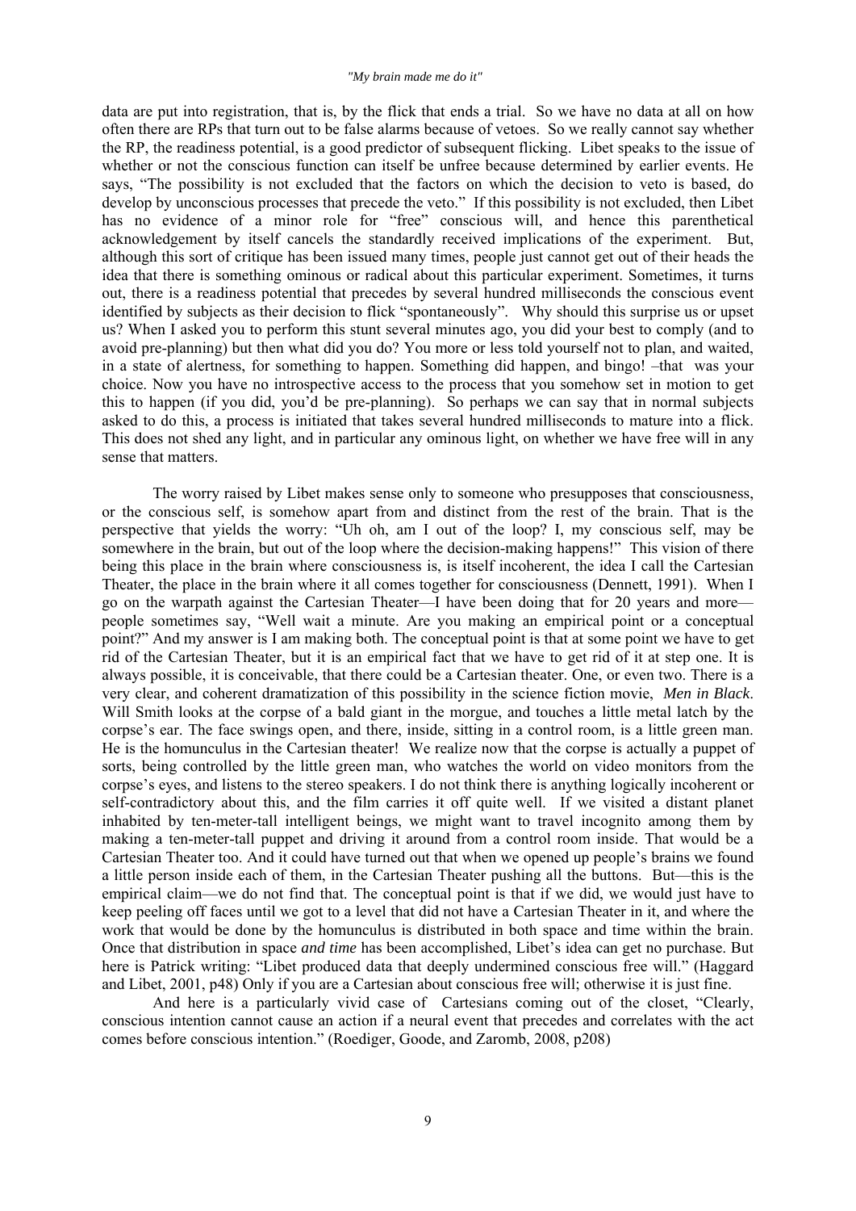data are put into registration, that is, by the flick that ends a trial. So we have no data at all on how often there are RPs that turn out to be false alarms because of vetoes. So we really cannot say whether the RP, the readiness potential, is a good predictor of subsequent flicking. Libet speaks to the issue of whether or not the conscious function can itself be unfree because determined by earlier events. He says, "The possibility is not excluded that the factors on which the decision to veto is based, do develop by unconscious processes that precede the veto." If this possibility is not excluded, then Libet has no evidence of a minor role for "free" conscious will, and hence this parenthetical acknowledgement by itself cancels the standardly received implications of the experiment. But, although this sort of critique has been issued many times, people just cannot get out of their heads the idea that there is something ominous or radical about this particular experiment. Sometimes, it turns out, there is a readiness potential that precedes by several hundred milliseconds the conscious event identified by subjects as their decision to flick "spontaneously". Why should this surprise us or upset us? When I asked you to perform this stunt several minutes ago, you did your best to comply (and to avoid pre-planning) but then what did you do? You more or less told yourself not to plan, and waited, in a state of alertness, for something to happen. Something did happen, and bingo! –that was your choice. Now you have no introspective access to the process that you somehow set in motion to get this to happen (if you did, you'd be pre-planning). So perhaps we can say that in normal subjects asked to do this, a process is initiated that takes several hundred milliseconds to mature into a flick. This does not shed any light, and in particular any ominous light, on whether we have free will in any sense that matters.

The worry raised by Libet makes sense only to someone who presupposes that consciousness, or the conscious self, is somehow apart from and distinct from the rest of the brain. That is the perspective that yields the worry: "Uh oh, am I out of the loop? I, my conscious self, may be somewhere in the brain, but out of the loop where the decision-making happens!" This vision of there being this place in the brain where consciousness is, is itself incoherent, the idea I call the Cartesian Theater, the place in the brain where it all comes together for consciousness (Dennett, 1991). When I go on the warpath against the Cartesian Theater—I have been doing that for 20 years and more—people sometimes say, "Well wait a minute. Are you making an empirical point or a conceptual point?" And my answer is I am making both. The conceptual point is that at some point we have to get rid of the Cartesian Theater, but it is an empirical fact that we have to get rid of it at step one. It is always possible, it is conceivable, that there could be a Cartesian theater. One, or even two. There is a very clear, and coherent dramatization of this possibility in the science fiction movie, *Men in Black*. Will Smith looks at the corpse of a bald giant in the morgue, and touches a little metal latch by the corpse's ear. The face swings open, and there, inside, sitting in a control room, is a little green man. He is the homunculus in the Cartesian theater! We realize now that the corpse is actually a puppet of sorts, being controlled by the little green man, who watches the world on video monitors from the corpse's eyes, and listens to the stereo speakers. I do not think there is anything logically incoherent or self-contradictory about this, and the film carries it off quite well. If we visited a distant planet inhabited by ten-meter-tall intelligent beings, we might want to travel incognito among them by making a ten-meter-tall puppet and driving it around from a control room inside. That would be a Cartesian Theater too. And it could have turned out that when we opened up people's brains we found a little person inside each of them, in the Cartesian Theater pushing all the buttons. But—this is the empirical claim—we do not find that. The conceptual point is that if we did, we would just have to keep peeling off faces until we got to a level that did not have a Cartesian Theater in it, and where the work that would be done by the homunculus is distributed in both space and time within the brain. Once that distribution in space *and time* has been accomplished, Libet's idea can get no purchase. But here is Patrick writing: "Libet produced data that deeply undermined conscious free will." (Haggard and Libet, 2001, p48) Only if you are a Cartesian about conscious free will; otherwise it is just fine.

And here is a particularly vivid case of Cartesians coming out of the closet, "Clearly, conscious intention cannot cause an action if a neural event that precedes and correlates with the act comes before conscious intention." (Roediger, Goode, and Zaromb, 2008, p208)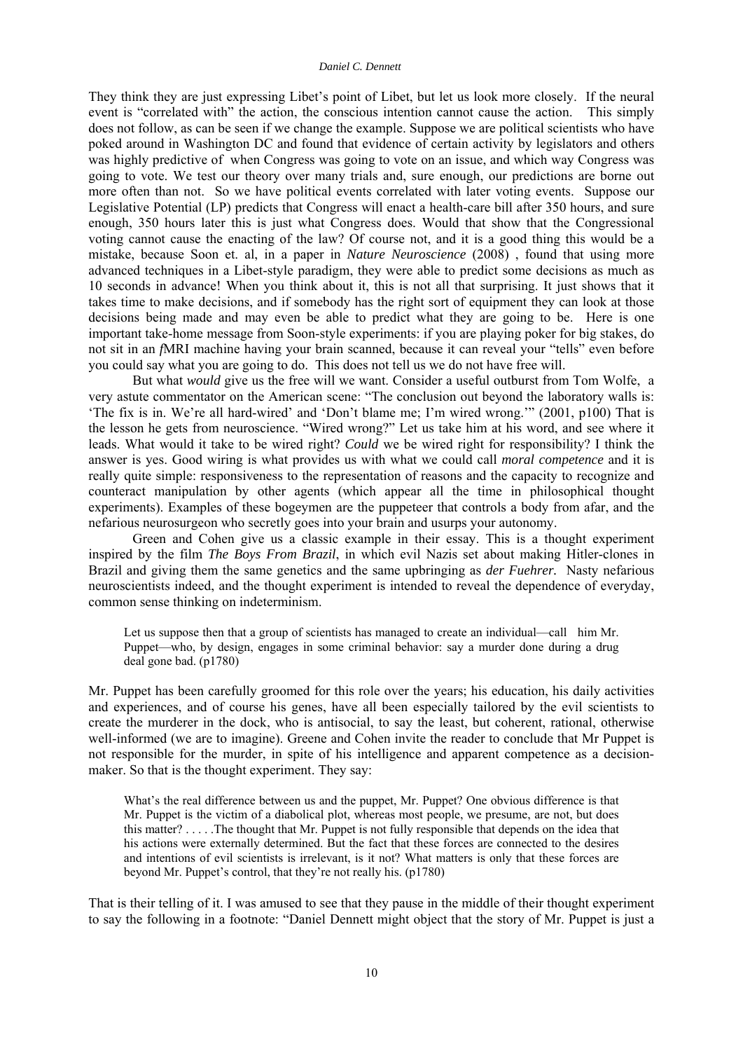They think they are just expressing Libet's point of Libet, but let us look more closely. If the neural event is "correlated with" the action, the conscious intention cannot cause the action. This simply does not follow, as can be seen if we change the example. Suppose we are political scientists who have poked around in Washington DC and found that evidence of certain activity by legislators and others was highly predictive of when Congress was going to vote on an issue, and which way Congress was going to vote. We test our theory over many trials and, sure enough, our predictions are borne out more often than not. So we have political events correlated with later voting events. Suppose our Legislative Potential (LP) predicts that Congress will enact a health-care bill after 350 hours, and sure enough, 350 hours later this is just what Congress does. Would that show that the Congressional voting cannot cause the enacting of the law? Of course not, and it is a good thing this would be a mistake, because Soon et. al, in a paper in *Nature Neuroscience* (2008) , found that using more advanced techniques in a Libet-style paradigm, they were able to predict some decisions as much as 10 seconds in advance! When you think about it, this is not all that surprising. It just shows that it takes time to make decisions, and if somebody has the right sort of equipment they can look at those decisions being made and may even be able to predict what they are going to be. Here is one important take-home message from Soon-style experiments: if you are playing poker for big stakes, do not sit in an *f*MRI machine having your brain scanned, because it can reveal your "tells" even before you could say what you are going to do. This does not tell us we do not have free will.

But what *would* give us the free will we want. Consider a useful outburst from Tom Wolfe, a very astute commentator on the American scene: "The conclusion out beyond the laboratory walls is: 'The fix is in. We're all hard-wired' and 'Don't blame me; I'm wired wrong.'" (2001, p100) That is the lesson he gets from neuroscience. "Wired wrong?" Let us take him at his word, and see where it leads. What would it take to be wired right? *Could* we be wired right for responsibility? I think the answer is yes. Good wiring is what provides us with what we could call *moral competence* and it is really quite simple: responsiveness to the representation of reasons and the capacity to recognize and counteract manipulation by other agents (which appear all the time in philosophical thought experiments). Examples of these bogeymen are the puppeteer that controls a body from afar, and the nefarious neurosurgeon who secretly goes into your brain and usurps your autonomy.

Green and Cohen give us a classic example in their essay. This is a thought experiment inspired by the film *The Boys From Brazil*, in which evil Nazis set about making Hitler-clones in Brazil and giving them the same genetics and the same upbringing as *der Fuehrer.* Nasty nefarious neuroscientists indeed, and the thought experiment is intended to reveal the dependence of everyday, common sense thinking on indeterminism.

> Let us suppose then that a group of scientists has managed to create an individual—call him Mr. Puppet—who, by design, engages in some criminal behavior: say a murder done during a drug deal gone bad. (p1780)

Mr. Puppet has been carefully groomed for this role over the years; his education, his daily activities and experiences, and of course his genes, have all been especially tailored by the evil scientists to create the murderer in the dock, who is antisocial, to say the least, but coherent, rational, otherwise well-informed (we are to imagine). Greene and Cohen invite the reader to conclude that Mr Puppet is not responsible for the murder, in spite of his intelligence and apparent competence as a decision-maker. So that is the thought experiment. They say:

> What's the real difference between us and the puppet, Mr. Puppet? One obvious difference is that Mr. Puppet is the victim of a diabolical plot, whereas most people, we presume, are not, but does this matter? . . . . .The thought that Mr. Puppet is not fully responsible that depends on the idea that his actions were externally determined. But the fact that these forces are connected to the desires and intentions of evil scientists is irrelevant, is it not? What matters is only that these forces are beyond Mr. Puppet's control, that they're not really his. (p1780)

That is their telling of it. I was amused to see that they pause in the middle of their thought experiment to say the following in a footnote: "Daniel Dennett might object that the story of Mr. Puppet is just a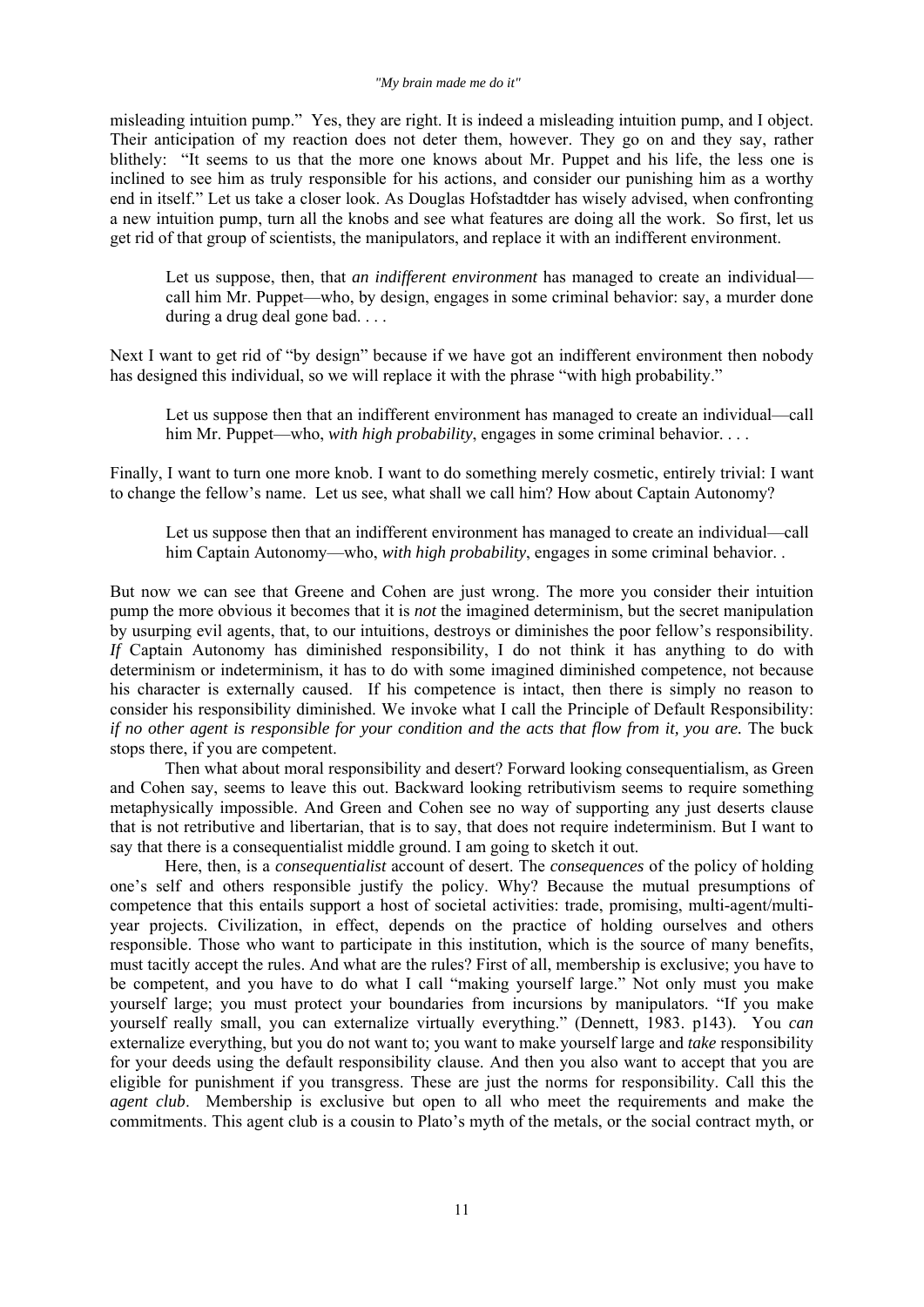misleading intuition pump." Yes, they are right. It is indeed a misleading intuition pump, and I object. Their anticipation of my reaction does not deter them, however. They go on and they say, rather blithely: "It seems to us that the more one knows about Mr. Puppet and his life, the less one is inclined to see him as truly responsible for his actions, and consider our punishing him as a worthy end in itself." Let us take a closer look. As Douglas Hofstadtder has wisely advised, when confronting a new intuition pump, turn all the knobs and see what features are doing all the work. So first, let us get rid of that group of scientists, the manipulators, and replace it with an indifferent environment.

> Let us suppose, then, that *an indifferent environment* has managed to create an individual—call him Mr. Puppet—who, by design, engages in some criminal behavior: say, a murder done during a drug deal gone bad. . . .

Next I want to get rid of "by design" because if we have got an indifferent environment then nobody has designed this individual, so we will replace it with the phrase "with high probability."

> Let us suppose then that an indifferent environment has managed to create an individual—call him Mr. Puppet—who, *with high probability*, engages in some criminal behavior. . . .

Finally, I want to turn one more knob. I want to do something merely cosmetic, entirely trivial: I want to change the fellow's name. Let us see, what shall we call him? How about Captain Autonomy?

> Let us suppose then that an indifferent environment has managed to create an individual—call him Captain Autonomy—who, *with high probability*, engages in some criminal behavior. .

But now we can see that Greene and Cohen are just wrong. The more you consider their intuition pump the more obvious it becomes that it is *not* the imagined determinism, but the secret manipulation by usurping evil agents, that, to our intuitions, destroys or diminishes the poor fellow's responsibility. *If* Captain Autonomy has diminished responsibility, I do not think it has anything to do with determinism or indeterminism, it has to do with some imagined diminished competence, not because his character is externally caused. If his competence is intact, then there is simply no reason to consider his responsibility diminished. We invoke what I call the Principle of Default Responsibility: *if no other agent is responsible for your condition and the acts that flow from it, you are.* The buck stops there, if you are competent.

Then what about moral responsibility and desert? Forward looking consequentialism, as Green and Cohen say, seems to leave this out. Backward looking retributivism seems to require something metaphysically impossible. And Green and Cohen see no way of supporting any just deserts clause that is not retributive and libertarian, that is to say, that does not require indeterminism. But I want to say that there is a consequentialist middle ground. I am going to sketch it out.

Here, then, is a *consequentialist* account of desert. The *consequences* of the policy of holding one's self and others responsible justify the policy. Why? Because the mutual presumptions of competence that this entails support a host of societal activities: trade, promising, multi-agent/multi-year projects. Civilization, in effect, depends on the practice of holding ourselves and others responsible. Those who want to participate in this institution, which is the source of many benefits, must tacitly accept the rules. And what are the rules? First of all, membership is exclusive; you have to be competent, and you have to do what I call "making yourself large." Not only must you make yourself large; you must protect your boundaries from incursions by manipulators. "If you make yourself really small, you can externalize virtually everything." (Dennett, 1983. p143). You *can* externalize everything, but you do not want to; you want to make yourself large and *take* responsibility for your deeds using the default responsibility clause. And then you also want to accept that you are eligible for punishment if you transgress. These are just the norms for responsibility. Call this the *agent club*. Membership is exclusive but open to all who meet the requirements and make the commitments. This agent club is a cousin to Plato's myth of the metals, or the social contract myth, or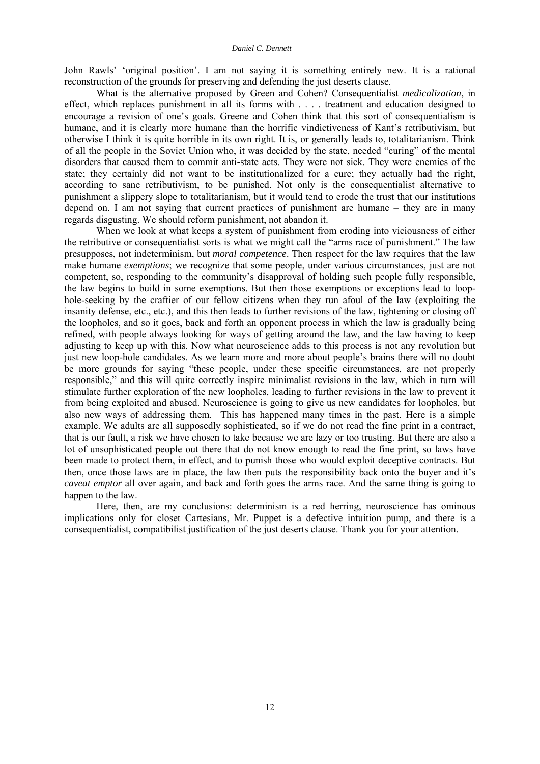John Rawls' 'original position'. I am not saying it is something entirely new. It is a rational reconstruction of the grounds for preserving and defending the just deserts clause.

What is the alternative proposed by Green and Cohen? Consequentialist *medicalization*, in effect, which replaces punishment in all its forms with . . . . treatment and education designed to encourage a revision of one's goals. Greene and Cohen think that this sort of consequentialism is humane, and it is clearly more humane than the horrific vindictiveness of Kant's retributivism, but otherwise I think it is quite horrible in its own right. It is, or generally leads to, totalitarianism. Think of all the people in the Soviet Union who, it was decided by the state, needed "curing" of the mental disorders that caused them to commit anti-state acts. They were not sick. They were enemies of the state; they certainly did not want to be institutionalized for a cure; they actually had the right, according to sane retributivism, to be punished. Not only is the consequentialist alternative to punishment a slippery slope to totalitarianism, but it would tend to erode the trust that our institutions depend on. I am not saying that current practices of punishment are humane – they are in many regards disgusting. We should reform punishment, not abandon it.

When we look at what keeps a system of punishment from eroding into viciousness of either the retributive or consequentialist sorts is what we might call the "arms race of punishment." The law presupposes, not indeterminism, but *moral competence*. Then respect for the law requires that the law make humane *exemptions*; we recognize that some people, under various circumstances, just are not competent, so, responding to the community's disapproval of holding such people fully responsible, the law begins to build in some exemptions. But then those exemptions or exceptions lead to loop-hole-seeking by the craftier of our fellow citizens when they run afoul of the law (exploiting the insanity defense, etc., etc.), and this then leads to further revisions of the law, tightening or closing off the loopholes, and so it goes, back and forth an opponent process in which the law is gradually being refined, with people always looking for ways of getting around the law, and the law having to keep adjusting to keep up with this. Now what neuroscience adds to this process is not any revolution but just new loop-hole candidates. As we learn more and more about people's brains there will no doubt be more grounds for saying "these people, under these specific circumstances, are not properly responsible," and this will quite correctly inspire minimalist revisions in the law, which in turn will stimulate further exploration of the new loopholes, leading to further revisions in the law to prevent it from being exploited and abused. Neuroscience is going to give us new candidates for loopholes, but also new ways of addressing them. This has happened many times in the past. Here is a simple example. We adults are all supposedly sophisticated, so if we do not read the fine print in a contract, that is our fault, a risk we have chosen to take because we are lazy or too trusting. But there are also a lot of unsophisticated people out there that do not know enough to read the fine print, so laws have been made to protect them, in effect, and to punish those who would exploit deceptive contracts. But then, once those laws are in place, the law then puts the responsibility back onto the buyer and it's *caveat emptor* all over again, and back and forth goes the arms race. And the same thing is going to happen to the law.

Here, then, are my conclusions: determinism is a red herring, neuroscience has ominous implications only for closet Cartesians, Mr. Puppet is a defective intuition pump, and there is a consequentialist, compatibilist justification of the just deserts clause. Thank you for your attention.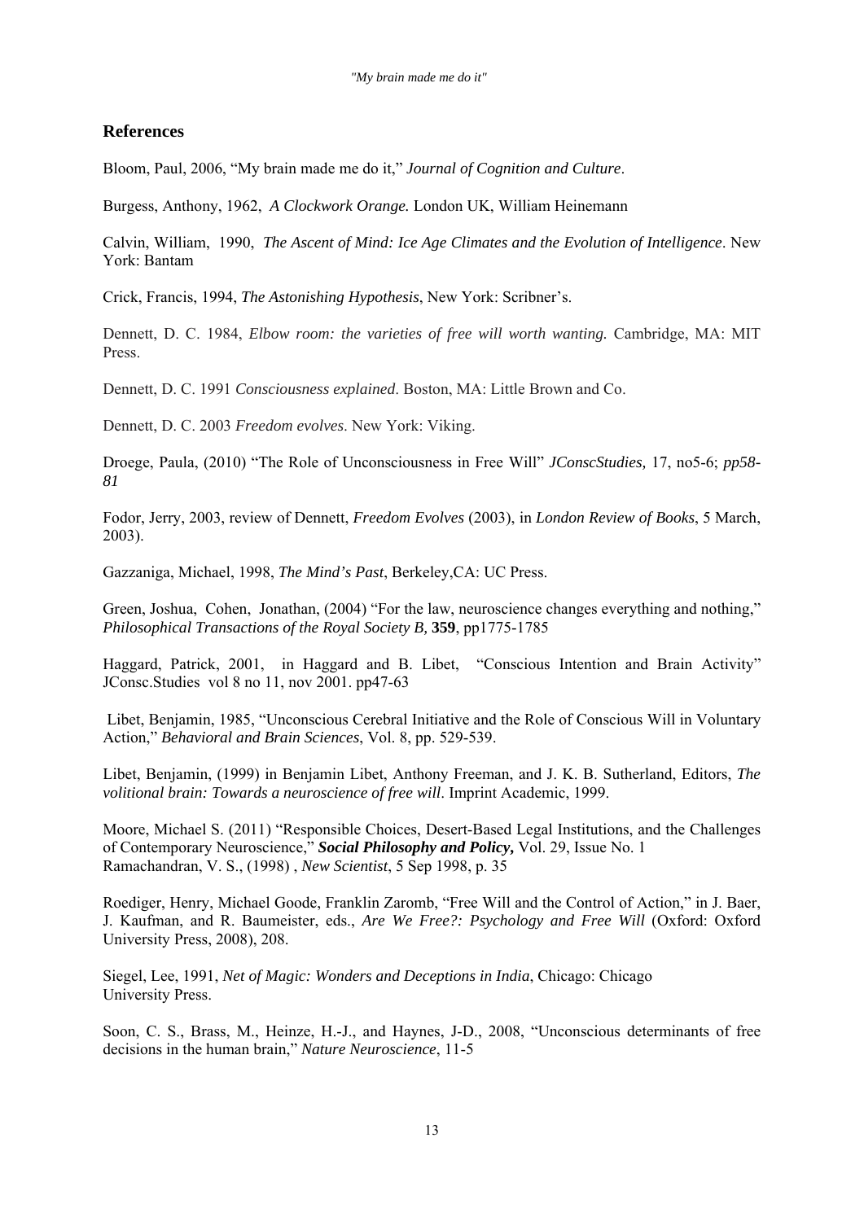## References

Bloom, Paul, 2006, "My brain made me do it," *Journal of Cognition and Culture*.

Burgess, Anthony, 1962, *A Clockwork Orange.* London UK, William Heinemann

Calvin, William, 1990, *The Ascent of Mind: Ice Age Climates and the Evolution of Intelligence*. New York: Bantam

Crick, Francis, 1994, *The Astonishing Hypothesis*, New York: Scribner's.

Dennett, D. C. 1984, *Elbow room: the varieties of free will worth wanting.* Cambridge, MA: MIT Press.

Dennett, D. C. 1991 *Consciousness explained*. Boston, MA: Little Brown and Co.

Dennett, D. C. 2003 *Freedom evolves*. New York: Viking.

Droege, Paula, (2010) "The Role of Unconsciousness in Free Will" *JConscStudies,* 17, no5-6; *pp58-81*

Fodor, Jerry, 2003, review of Dennett, *Freedom Evolves* (2003), in *London Review of Books*, 5 March, 2003).

Gazzaniga, Michael, 1998, *The Mind's Past*, Berkeley,CA: UC Press.

Green, Joshua, Cohen, Jonathan, (2004) "For the law, neuroscience changes everything and nothing," *Philosophical Transactions of the Royal Society B,* **359**, pp1775-1785

Haggard, Patrick, 2001, in Haggard and B. Libet, "Conscious Intention and Brain Activity" JConsc.Studies vol 8 no 11, nov 2001. pp47-63

Libet, Benjamin, 1985, "Unconscious Cerebral Initiative and the Role of Conscious Will in Voluntary Action," *Behavioral and Brain Sciences*, Vol. 8, pp. 529-539.

Libet, Benjamin, (1999) in Benjamin Libet, Anthony Freeman, and J. K. B. Sutherland, Editors, *The volitional brain: Towards a neuroscience of free will*. Imprint Academic, 1999.

Moore, Michael S. (2011) "Responsible Choices, Desert-Based Legal Institutions, and the Challenges of Contemporary Neuroscience," ***Social Philosophy and Policy,*** Vol. 29, Issue No. 1
Ramachandran, V. S., (1998) , *New Scientist*, 5 Sep 1998, p. 35

Roediger, Henry, Michael Goode, Franklin Zaromb, "Free Will and the Control of Action," in J. Baer, J. Kaufman, and R. Baumeister, eds., *Are We Free?: Psychology and Free Will* (Oxford: Oxford University Press, 2008), 208.

Siegel, Lee, 1991, *Net of Magic: Wonders and Deceptions in India*, Chicago: Chicago University Press.

Soon, C. S., Brass, M., Heinze, H.-J., and Haynes, J-D., 2008, "Unconscious determinants of free decisions in the human brain," *Nature Neuroscience*, 11-5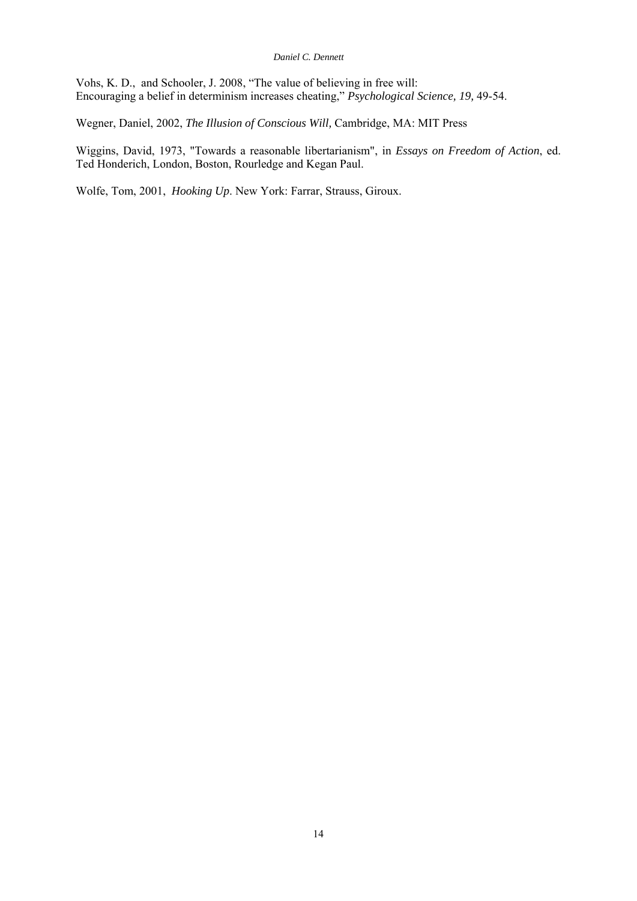Vohs, K. D., and Schooler, J. 2008, “The value of believing in free will: Encouraging a belief in determinism increases cheating,” *Psychological Science, 19,* 49-54.

Wegner, Daniel, 2002, *The Illusion of Conscious Will,* Cambridge, MA: MIT Press

Wiggins, David, 1973, "Towards a reasonable libertarianism", in *Essays on Freedom of Action*, ed. Ted Honderich, London, Boston, Rourledge and Kegan Paul.

Wolfe, Tom, 2001, *Hooking Up*. New York: Farrar, Strauss, Giroux.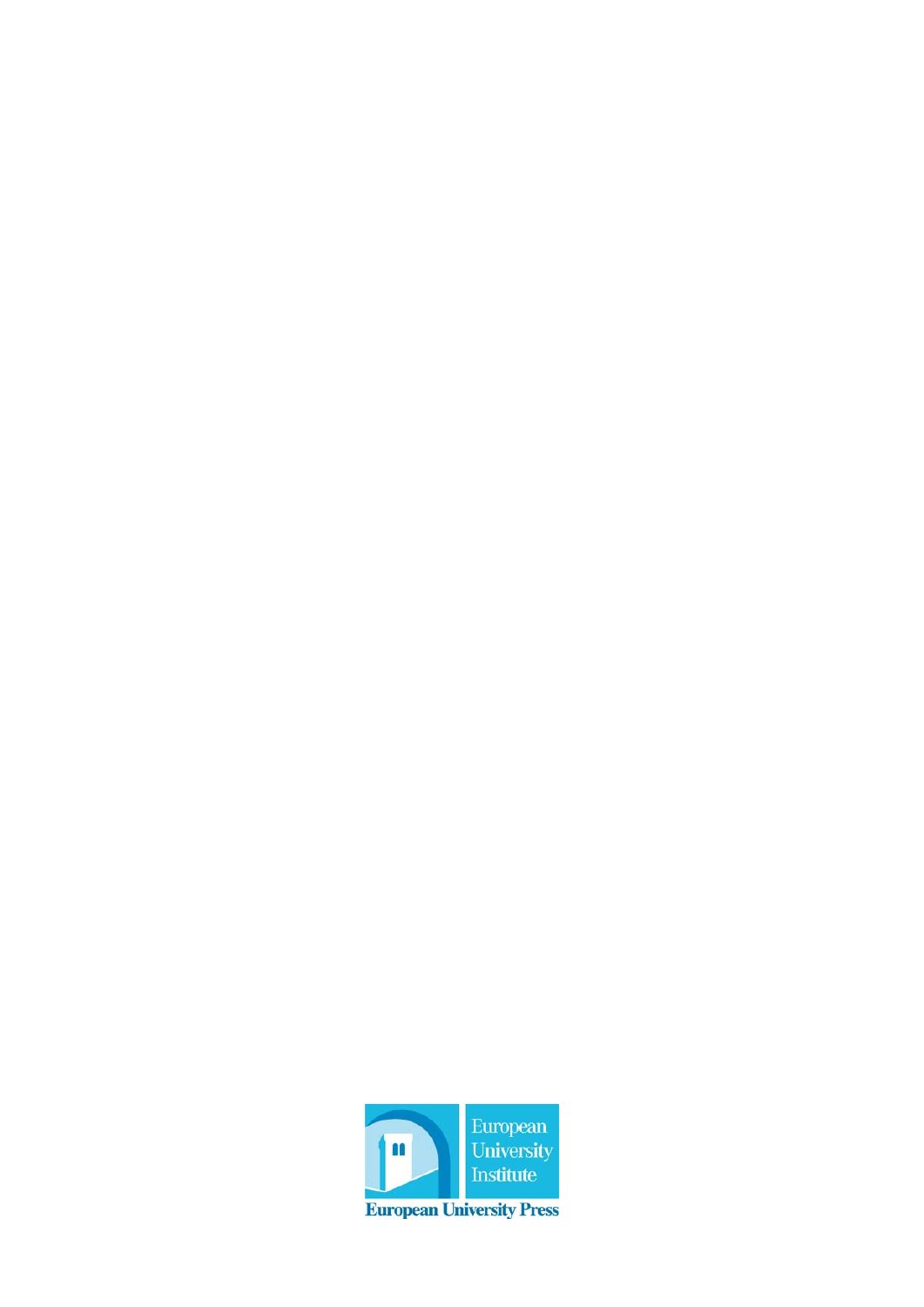European University Institute

European University Press